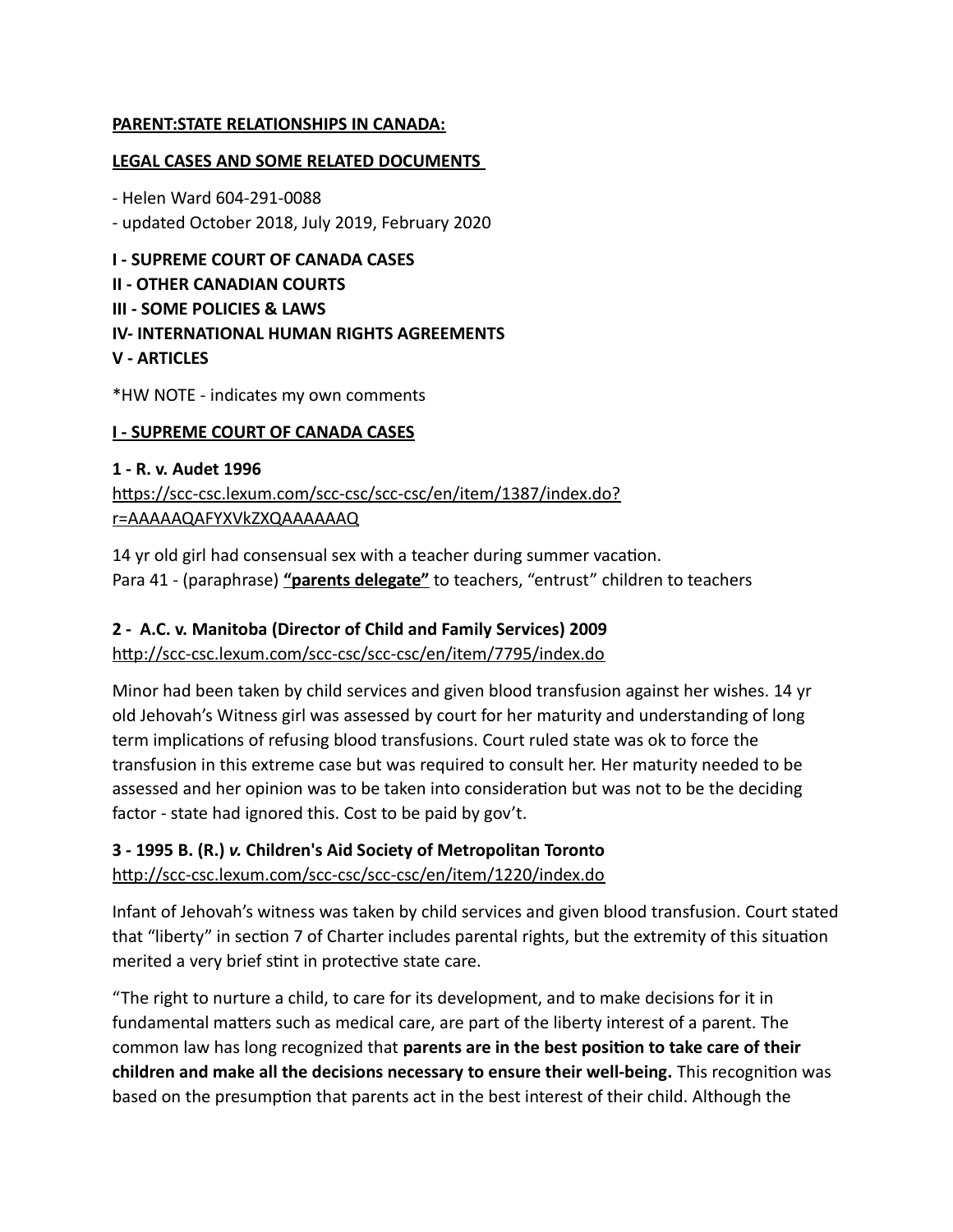**PARENT:STATE RELATIONSHIPS IN CANADA:**

**LEGAL CASES AND SOME RELATED DOCUMENTS**

- Helen Ward 604-291-0088
- updated October 2018, July 2019, February 2020

**I - SUPREME COURT OF CANADA CASES**
**II - OTHER CANADIAN COURTS**
**III - SOME POLICIES & LAWS**
**IV- INTERNATIONAL HUMAN RIGHTS AGREEMENTS**
**V - ARTICLES**

*HW NOTE - indicates my own comments

## I - SUPREME COURT OF CANADA CASES

### 1 - R. v. Audet 1996

https://scc-csc.lexum.com/scc-csc/scc-csc/en/item/1387/index.do?r=AAAAAQAFYXVkZXQAAAAAAQ

14 yr old girl had consensual sex with a teacher during summer vacation.
Para 41 - (paraphrase) **"parents delegate"** to teachers, "entrust" children to teachers

### 2 - A.C. v. Manitoba (Director of Child and Family Services) 2009

http://scc-csc.lexum.com/scc-csc/scc-csc/en/item/7795/index.do

Minor had been taken by child services and given blood transfusion against her wishes. 14 yr old Jehovah's Witness girl was assessed by court for her maturity and understanding of long term implications of refusing blood transfusions. Court ruled state was ok to force the transfusion in this extreme case but was required to consult her. Her maturity needed to be assessed and her opinion was to be taken into consideration but was not to be the deciding factor - state had ignored this. Cost to be paid by gov't.

### 3 - 1995 B. (R.) *v.* Children's Aid Society of Metropolitan Toronto

http://scc-csc.lexum.com/scc-csc/scc-csc/en/item/1220/index.do

Infant of Jehovah's witness was taken by child services and given blood transfusion. Court stated that "liberty" in section 7 of Charter includes parental rights, but the extremity of this situation merited a very brief stint in protective state care.

"The right to nurture a child, to care for its development, and to make decisions for it in fundamental matters such as medical care, are part of the liberty interest of a parent. The common law has long recognized that **parents are in the best position to take care of their children and make all the decisions necessary to ensure their well-being.** This recognition was based on the presumption that parents act in the best interest of their child. Although the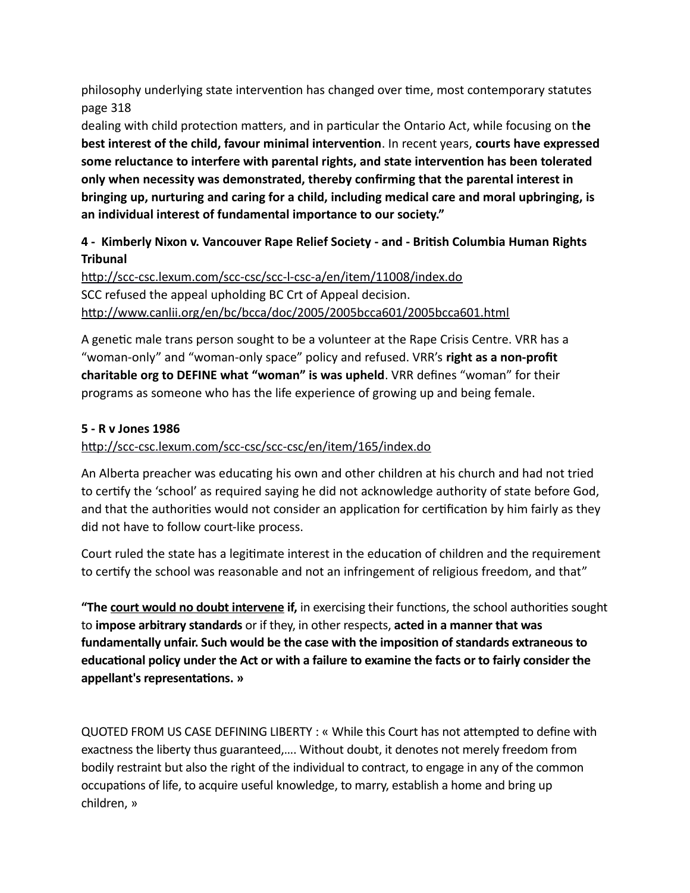philosophy underlying state intervention has changed over time, most contemporary statutes page 318

dealing with child protection matters, and in particular the Ontario Act, while focusing on t**he best interest of the child, favour minimal intervention**. In recent years, **courts have expressed some reluctance to interfere with parental rights, and state intervention has been tolerated only when necessity was demonstrated, thereby confirming that the parental interest in bringing up, nurturing and caring for a child, including medical care and moral upbringing, is an individual interest of fundamental importance to our society."**

**4 - Kimberly Nixon v. Vancouver Rape Relief Society - and - British Columbia Human Rights Tribunal**

http://scc-csc.lexum.com/scc-csc/scc-l-csc-a/en/item/11008/index.do

SCC refused the appeal upholding BC Crt of Appeal decision.

http://www.canlii.org/en/bc/bcca/doc/2005/2005bcca601/2005bcca601.html

A genetic male trans person sought to be a volunteer at the Rape Crisis Centre. VRR has a "woman-only" and "woman-only space" policy and refused. VRR's **right as a non-profit charitable org to DEFINE what "woman" is was upheld**. VRR defines "woman" for their programs as someone who has the life experience of growing up and being female.

**5 - R v Jones 1986**

http://scc-csc.lexum.com/scc-csc/scc-csc/en/item/165/index.do

An Alberta preacher was educating his own and other children at his church and had not tried to certify the 'school' as required saying he did not acknowledge authority of state before God, and that the authorities would not consider an application for certification by him fairly as they did not have to follow court-like process.

Court ruled the state has a legitimate interest in the education of children and the requirement to certify the school was reasonable and not an infringement of religious freedom, and that"

**"The <u>court would no doubt intervene</u> if,** in exercising their functions, the school authorities sought to **impose arbitrary standards** or if they, in other respects, **acted in a manner that was fundamentally unfair. Such would be the case with the imposition of standards extraneous to educational policy under the Act or with a failure to examine the facts or to fairly consider the appellant's representations. »**

QUOTED FROM US CASE DEFINING LIBERTY : « While this Court has not attempted to define with exactness the liberty thus guaranteed,…. Without doubt, it denotes not merely freedom from bodily restraint but also the right of the individual to contract, to engage in any of the common occupations of life, to acquire useful knowledge, to marry, establish a home and bring up children, »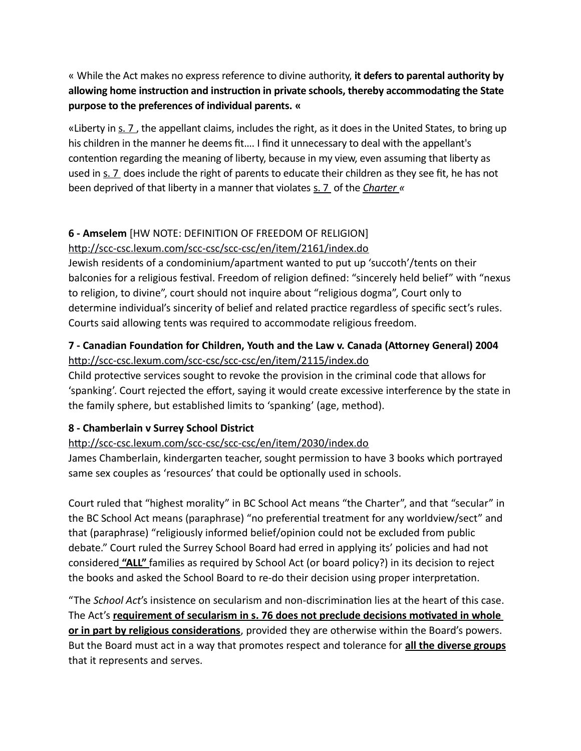« While the Act makes no express reference to divine authority, **it defers to parental authority by allowing home instruction and instruction in private schools, thereby accommodating the State purpose to the preferences of individual parents. «**

«Liberty in s. 7 , the appellant claims, includes the right, as it does in the United States, to bring up his children in the manner he deems fit…. I find it unnecessary to deal with the appellant's contention regarding the meaning of liberty, because in my view, even assuming that liberty as used in s. 7 does include the right of parents to educate their children as they see fit, he has not been deprived of that liberty in a manner that violates s. 7 of the *Charter* «

**6 - Amselem** [HW NOTE: DEFINITION OF FREEDOM OF RELIGION]
http://scc-csc.lexum.com/scc-csc/scc-csc/en/item/2161/index.do
Jewish residents of a condominium/apartment wanted to put up 'succoth'/tents on their balconies for a religious festival. Freedom of religion defined: "sincerely held belief" with "nexus to religion, to divine", court should not inquire about "religious dogma", Court only to determine individual's sincerity of belief and related practice regardless of specific sect's rules. Courts said allowing tents was required to accommodate religious freedom.

**7 - Canadian Foundation for Children, Youth and the Law v. Canada (Attorney General) 2004**
http://scc-csc.lexum.com/scc-csc/scc-csc/en/item/2115/index.do
Child protective services sought to revoke the provision in the criminal code that allows for 'spanking'. Court rejected the effort, saying it would create excessive interference by the state in the family sphere, but established limits to 'spanking' (age, method).

**8 - Chamberlain v Surrey School District**
http://scc-csc.lexum.com/scc-csc/scc-csc/en/item/2030/index.do
James Chamberlain, kindergarten teacher, sought permission to have 3 books which portrayed same sex couples as 'resources' that could be optionally used in schools.

Court ruled that "highest morality" in BC School Act means "the Charter", and that "secular" in the BC School Act means (paraphrase) "no preferential treatment for any worldview/sect" and that (paraphrase) "religiously informed belief/opinion could not be excluded from public debate." Court ruled the Surrey School Board had erred in applying its' policies and had not considered **"ALL"** families as required by School Act (or board policy?) in its decision to reject the books and asked the School Board to re-do their decision using proper interpretation.

"The *School Act*'s insistence on secularism and non-discrimination lies at the heart of this case. The Act's **requirement of secularism in s. 76 does not preclude decisions motivated in whole or in part by religious considerations**, provided they are otherwise within the Board's powers. But the Board must act in a way that promotes respect and tolerance for **all the diverse groups** that it represents and serves.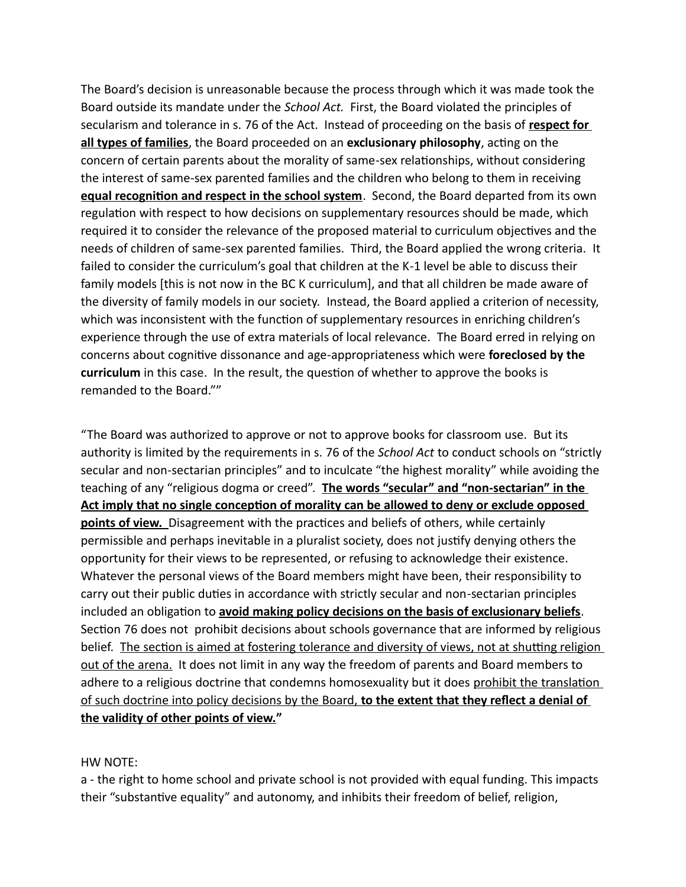The Board's decision is unreasonable because the process through which it was made took the Board outside its mandate under the *School Act.* First, the Board violated the principles of secularism and tolerance in s. 76 of the Act. Instead of proceeding on the basis of <u>**respect for all types of families**</u>, the Board proceeded on an **exclusionary philosophy**, acting on the concern of certain parents about the morality of same-sex relationships, without considering the interest of same-sex parented families and the children who belong to them in receiving <u>**equal recognition and respect in the school system**</u>. Second, the Board departed from its own regulation with respect to how decisions on supplementary resources should be made, which required it to consider the relevance of the proposed material to curriculum objectives and the needs of children of same-sex parented families. Third, the Board applied the wrong criteria. It failed to consider the curriculum's goal that children at the K-1 level be able to discuss their family models [this is not now in the BC K curriculum], and that all children be made aware of the diversity of family models in our society. Instead, the Board applied a criterion of necessity, which was inconsistent with the function of supplementary resources in enriching children's experience through the use of extra materials of local relevance. The Board erred in relying on concerns about cognitive dissonance and age-appropriateness which were **foreclosed by the curriculum** in this case. In the result, the question of whether to approve the books is remanded to the Board.""

"The Board was authorized to approve or not to approve books for classroom use. But its authority is limited by the requirements in s. 76 of the *School Act* to conduct schools on "strictly secular and non-sectarian principles" and to inculcate "the highest morality" while avoiding the teaching of any "religious dogma or creed". <u>**The words "secular" and "non-sectarian" in the Act imply that no single conception of morality can be allowed to deny or exclude opposed points of view.**</u> Disagreement with the practices and beliefs of others, while certainly permissible and perhaps inevitable in a pluralist society, does not justify denying others the opportunity for their views to be represented, or refusing to acknowledge their existence. Whatever the personal views of the Board members might have been, their responsibility to carry out their public duties in accordance with strictly secular and non-sectarian principles included an obligation to <u>**avoid making policy decisions on the basis of exclusionary beliefs**</u>. Section 76 does not prohibit decisions about schools governance that are informed by religious belief. <u>The section is aimed at fostering tolerance and diversity of views, not at shutting religion out of the arena.</u> It does not limit in any way the freedom of parents and Board members to adhere to a religious doctrine that condemns homosexuality but it does <u>prohibit the translation of such doctrine into policy decisions by the Board, **to the extent that they reflect a denial of the validity of other points of view."**</u>

HW NOTE:

a - the right to home school and private school is not provided with equal funding. This impacts their "substantive equality" and autonomy, and inhibits their freedom of belief, religion,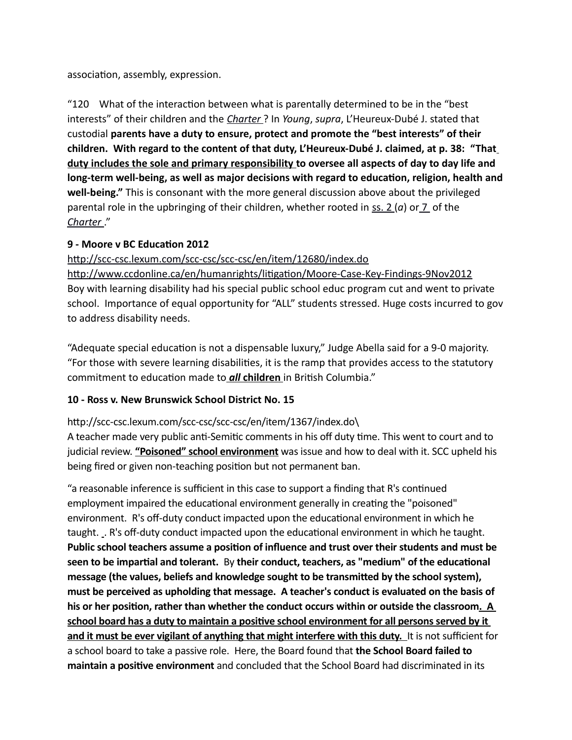association, assembly, expression.

"120 What of the interaction between what is parentally determined to be in the "best interests" of their children and the *Charter* ? In *Young*, *supra*, L'Heureux-Dubé J. stated that custodial **parents have a duty to ensure, protect and promote the "best interests" of their children. With regard to the content of that duty, L'Heureux-Dubé J. claimed, at p. 38: "That duty includes the sole and primary responsibility to oversee all aspects of day to day life and long-term well-being, as well as major decisions with regard to education, religion, health and well-being."** This is consonant with the more general discussion above about the privileged parental role in the upbringing of their children, whether rooted in ss. 2 (*a*) or 7 of the *Charter* ."

**9 - Moore v BC Education 2012**

http://scc-csc.lexum.com/scc-csc/scc-csc/en/item/12680/index.do
http://www.ccdonline.ca/en/humanrights/litigation/Moore-Case-Key-Findings-9Nov2012
Boy with learning disability had his special public school educ program cut and went to private school. Importance of equal opportunity for "ALL" students stressed. Huge costs incurred to gov to address disability needs.

"Adequate special education is not a dispensable luxury," Judge Abella said for a 9-0 majority. "For those with severe learning disabilities, it is the ramp that provides access to the statutory commitment to education made to ***all* children** in British Columbia."

**10 - Ross v. New Brunswick School District No. 15**

http://scc-csc.lexum.com/scc-csc/scc-csc/en/item/1367/index.do\
A teacher made very public anti-Semitic comments in his off duty time. This went to court and to judicial review. **"Poisoned" school environment** was issue and how to deal with it. SCC upheld his being fired or given non-teaching position but not permanent ban.

"a reasonable inference is sufficient in this case to support a finding that R's continued employment impaired the educational environment generally in creating the "poisoned" environment. R's off-duty conduct impacted upon the educational environment in which he taught. . R's off-duty conduct impacted upon the educational environment in which he taught. **Public school teachers assume a position of influence and trust over their students and must be seen to be impartial and tolerant.** By **their conduct, teachers, as "medium" of the educational message (the values, beliefs and knowledge sought to be transmitted by the school system), must be perceived as upholding that message. A teacher's conduct is evaluated on the basis of his or her position, rather than whether the conduct occurs within or outside the classroom. A school board has a duty to maintain a positive school environment for all persons served by it and it must be ever vigilant of anything that might interfere with this duty.** It is not sufficient for a school board to take a passive role. Here, the Board found that **the School Board failed to maintain a positive environment** and concluded that the School Board had discriminated in its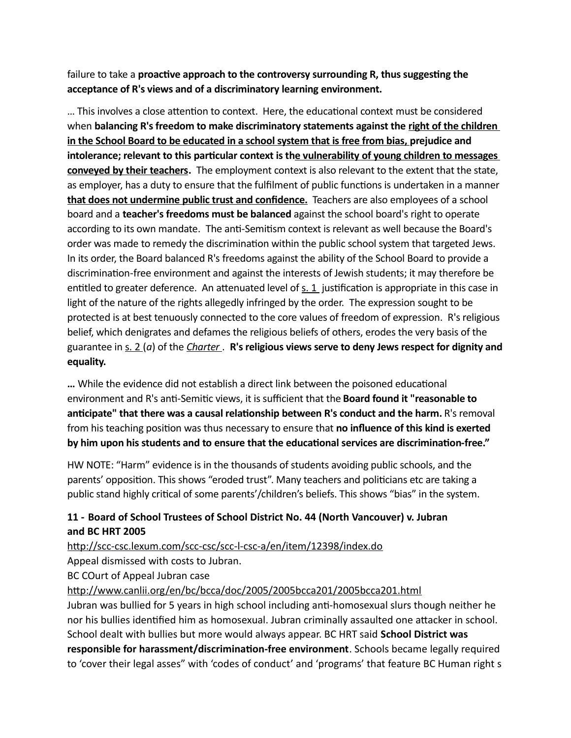failure to take a **proactive approach to the controversy surrounding R, thus suggesting the acceptance of R's views and of a discriminatory learning environment.**

… This involves a close attention to context. Here, the educational context must be considered when **balancing R's freedom to make discriminatory statements against the <u>right of the children in the School Board to be educated in a school system that is free from bias,</u> prejudice and intolerance; relevant to this particular context is th<u>e vulnerability of young children to messages conveyed by their teachers</u>.** The employment context is also relevant to the extent that the state, as employer, has a duty to ensure that the fulfilment of public functions is undertaken in a manner **<u>that does not undermine public trust and confidence.</u>** Teachers are also employees of a school board and a **teacher's freedoms must be balanced** against the school board's right to operate according to its own mandate. The anti-Semitism context is relevant as well because the Board's order was made to remedy the discrimination within the public school system that targeted Jews. In its order, the Board balanced R's freedoms against the ability of the School Board to provide a discrimination-free environment and against the interests of Jewish students; it may therefore be entitled to greater deference. An attenuated level of <u>s. 1</u> justification is appropriate in this case in light of the nature of the rights allegedly infringed by the order. The expression sought to be protected is at best tenuously connected to the core values of freedom of expression. R's religious belief, which denigrates and defames the religious beliefs of others, erodes the very basis of the guarantee in <u>s. 2</u> (*a*) of the <u>*Charter*</u>. **R's religious views serve to deny Jews respect for dignity and equality.**

**…** While the evidence did not establish a direct link between the poisoned educational environment and R's anti-Semitic views, it is sufficient that the **Board found it "reasonable to anticipate" that there was a causal relationship between R's conduct and the harm.** R's removal from his teaching position was thus necessary to ensure that **no influence of this kind is exerted by him upon his students and to ensure that the educational services are discrimination-free."**

HW NOTE: "Harm" evidence is in the thousands of students avoiding public schools, and the parents' opposition. This shows "eroded trust". Many teachers and politicians etc are taking a public stand highly critical of some parents'/children's beliefs. This shows "bias" in the system.

### 11 - Board of School Trustees of School District No. 44 (North Vancouver) v. Jubran and BC HRT 2005

http://scc-csc.lexum.com/scc-csc/scc-l-csc-a/en/item/12398/index.do

Appeal dismissed with costs to Jubran.

BC COurt of Appeal Jubran case

http://www.canlii.org/en/bc/bcca/doc/2005/2005bcca201/2005bcca201.html

Jubran was bullied for 5 years in high school including anti-homosexual slurs though neither he nor his bullies identified him as homosexual. Jubran criminally assaulted one attacker in school. School dealt with bullies but more would always appear. BC HRT said **School District was responsible for harassment/discrimination-free environment**. Schools became legally required to 'cover their legal asses" with 'codes of conduct' and 'programs' that feature BC Human right s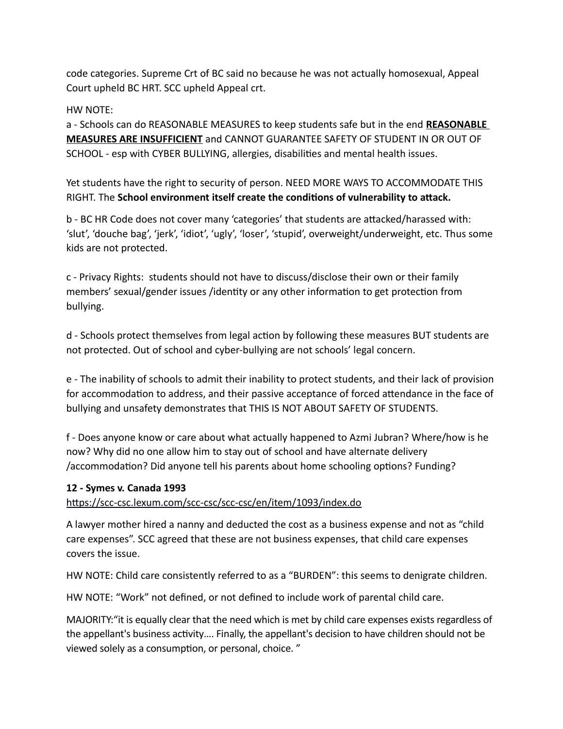code categories. Supreme Crt of BC said no because he was not actually homosexual, Appeal Court upheld BC HRT. SCC upheld Appeal crt.

HW NOTE:
a - Schools can do REASONABLE MEASURES to keep students safe but in the end **REASONABLE MEASURES ARE INSUFFICIENT** and CANNOT GUARANTEE SAFETY OF STUDENT IN OR OUT OF SCHOOL - esp with CYBER BULLYING, allergies, disabilities and mental health issues.

Yet students have the right to security of person. NEED MORE WAYS TO ACCOMMODATE THIS RIGHT. The **School environment itself create the conditions of vulnerability to attack.**

b - BC HR Code does not cover many 'categories' that students are attacked/harassed with: 'slut', 'douche bag', 'jerk', 'idiot', 'ugly', 'loser', 'stupid', overweight/underweight, etc. Thus some kids are not protected.

c - Privacy Rights: students should not have to discuss/disclose their own or their family members' sexual/gender issues /identity or any other information to get protection from bullying.

d - Schools protect themselves from legal action by following these measures BUT students are not protected. Out of school and cyber-bullying are not schools' legal concern.

e - The inability of schools to admit their inability to protect students, and their lack of provision for accommodation to address, and their passive acceptance of forced attendance in the face of bullying and unsafety demonstrates that THIS IS NOT ABOUT SAFETY OF STUDENTS.

f - Does anyone know or care about what actually happened to Azmi Jubran? Where/how is he now? Why did no one allow him to stay out of school and have alternate delivery /accommodation? Did anyone tell his parents about home schooling options? Funding?

**12 - Symes v. Canada 1993**
https://scc-csc.lexum.com/scc-csc/scc-csc/en/item/1093/index.do

A lawyer mother hired a nanny and deducted the cost as a business expense and not as "child care expenses". SCC agreed that these are not business expenses, that child care expenses covers the issue.

HW NOTE: Child care consistently referred to as a "BURDEN": this seems to denigrate children.

HW NOTE: "Work" not defined, or not defined to include work of parental child care.

MAJORITY:"it is equally clear that the need which is met by child care expenses exists regardless of the appellant's business activity…. Finally, the appellant's decision to have children should not be viewed solely as a consumption, or personal, choice. "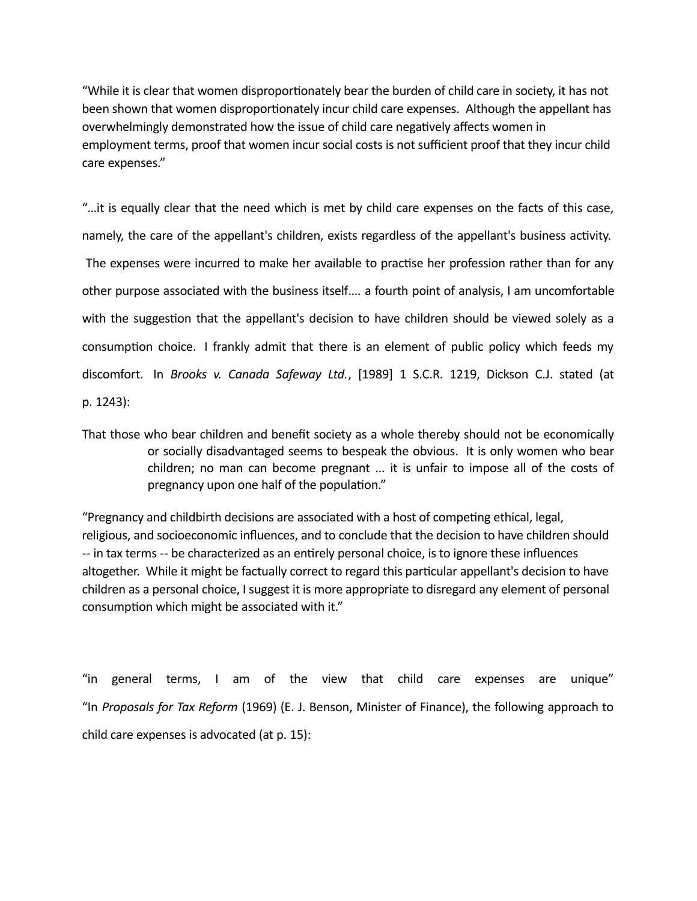"While it is clear that women disproportionately bear the burden of child care in society, it has not been shown that women disproportionately incur child care expenses. Although the appellant has overwhelmingly demonstrated how the issue of child care negatively affects women in employment terms, proof that women incur social costs is not sufficient proof that they incur child care expenses."

"…it is equally clear that the need which is met by child care expenses on the facts of this case, namely, the care of the appellant's children, exists regardless of the appellant's business activity. The expenses were incurred to make her available to practise her profession rather than for any other purpose associated with the business itself…. a fourth point of analysis, I am uncomfortable with the suggestion that the appellant's decision to have children should be viewed solely as a consumption choice. I frankly admit that there is an element of public policy which feeds my discomfort. In *Brooks v. Canada Safeway Ltd.*, [1989] 1 S.C.R. 1219, Dickson C.J. stated (at p. 1243):

> That those who bear children and benefit society as a whole thereby should not be economically or socially disadvantaged seems to bespeak the obvious. It is only women who bear children; no man can become pregnant ... it is unfair to impose all of the costs of pregnancy upon one half of the population."

"Pregnancy and childbirth decisions are associated with a host of competing ethical, legal, religious, and socioeconomic influences, and to conclude that the decision to have children should -- in tax terms -- be characterized as an entirely personal choice, is to ignore these influences altogether. While it might be factually correct to regard this particular appellant's decision to have children as a personal choice, I suggest it is more appropriate to disregard any element of personal consumption which might be associated with it."

"in general terms, I am of the view that child care expenses are unique"
"In *Proposals for Tax Reform* (1969) (E. J. Benson, Minister of Finance), the following approach to child care expenses is advocated (at p. 15):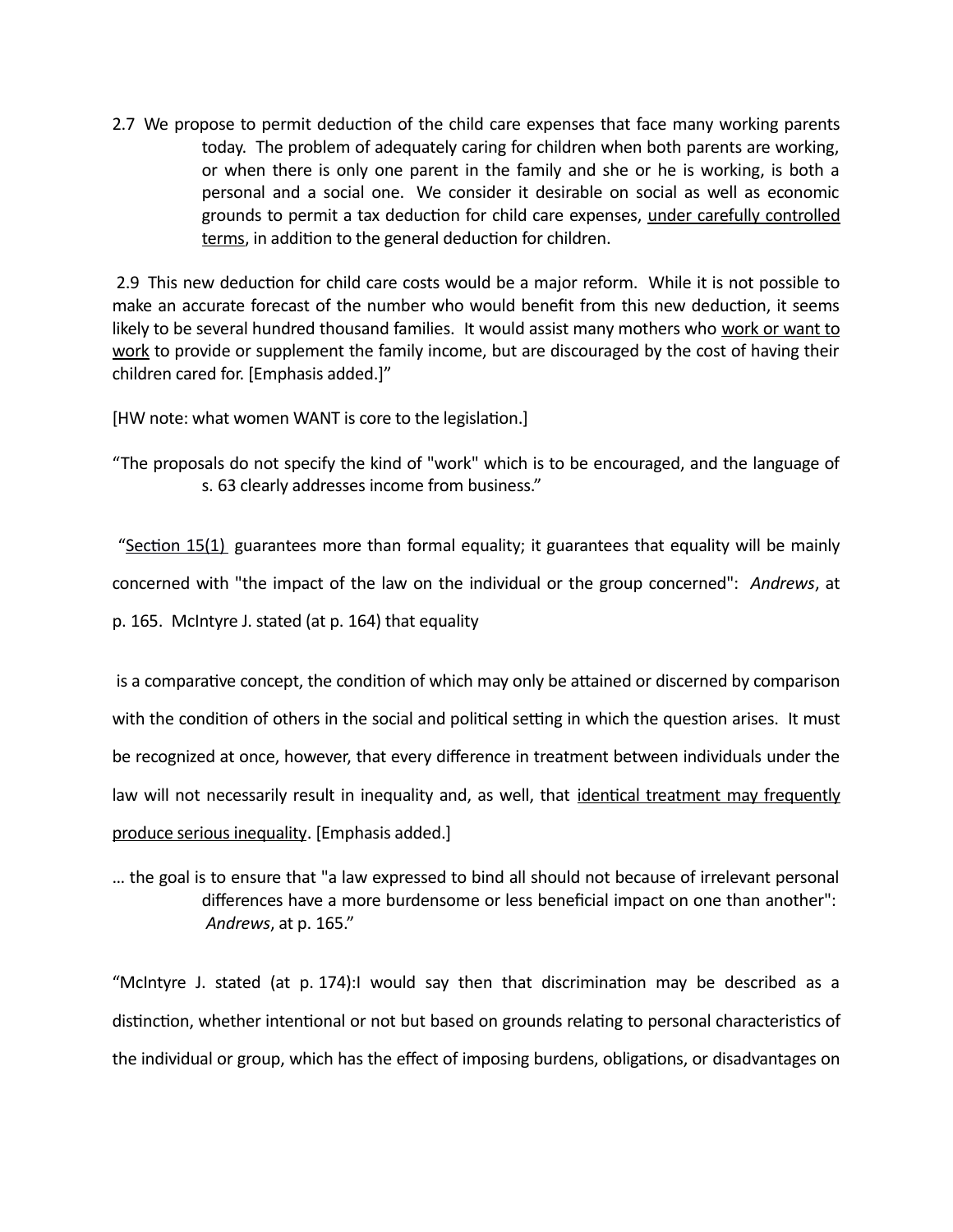2.7 We propose to permit deduction of the child care expenses that face many working parents today. The problem of adequately caring for children when both parents are working, or when there is only one parent in the family and she or he is working, is both a personal and a social one. We consider it desirable on social as well as economic grounds to permit a tax deduction for child care expenses, <u>under carefully controlled terms</u>, in addition to the general deduction for children.

2.9 This new deduction for child care costs would be a major reform. While it is not possible to make an accurate forecast of the number who would benefit from this new deduction, it seems likely to be several hundred thousand families. It would assist many mothers who <u>work or want to work</u> to provide or supplement the family income, but are discouraged by the cost of having their children cared for. [Emphasis added.]"

[HW note: what women WANT is core to the legislation.]

"The proposals do not specify the kind of "work" which is to be encouraged, and the language of s. 63 clearly addresses income from business."

"<u>Section 15(1)</u> guarantees more than formal equality; it guarantees that equality will be mainly concerned with "the impact of the law on the individual or the group concerned": *Andrews*, at p. 165. McIntyre J. stated (at p. 164) that equality

is a comparative concept, the condition of which may only be attained or discerned by comparison with the condition of others in the social and political setting in which the question arises. It must be recognized at once, however, that every difference in treatment between individuals under the law will not necessarily result in inequality and, as well, that <u>identical treatment may frequently produce serious inequality</u>. [Emphasis added.]

… the goal is to ensure that "a law expressed to bind all should not because of irrelevant personal differences have a more burdensome or less beneficial impact on one than another": *Andrews*, at p. 165."

"McIntyre J. stated (at p. 174):I would say then that discrimination may be described as a distinction, whether intentional or not but based on grounds relating to personal characteristics of the individual or group, which has the effect of imposing burdens, obligations, or disadvantages on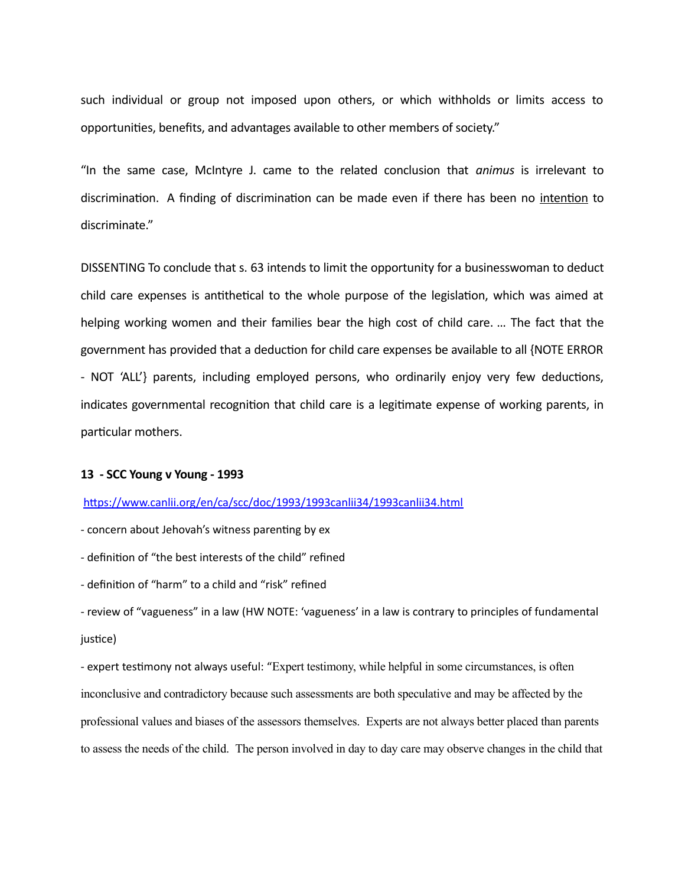such individual or group not imposed upon others, or which withholds or limits access to opportunities, benefits, and advantages available to other members of society."

"In the same case, McIntyre J. came to the related conclusion that *animus* is irrelevant to discrimination. A finding of discrimination can be made even if there has been no <u>intention</u> to discriminate."

DISSENTING To conclude that s. 63 intends to limit the opportunity for a businesswoman to deduct child care expenses is antithetical to the whole purpose of the legislation, which was aimed at helping working women and their families bear the high cost of child care. … The fact that the government has provided that a deduction for child care expenses be available to all {NOTE ERROR - NOT 'ALL'} parents, including employed persons, who ordinarily enjoy very few deductions, indicates governmental recognition that child care is a legitimate expense of working parents, in particular mothers.

**13 - SCC Young v Young - 1993**

[https://www.canlii.org/en/ca/scc/doc/1993/1993canlii34/1993canlii34.html](https://www.canlii.org/en/ca/scc/doc/1993/1993canlii34/1993canlii34.html)

- concern about Jehovah's witness parenting by ex
- definition of "the best interests of the child" refined
- definition of "harm" to a child and "risk" refined
- review of "vagueness" in a law (HW NOTE: 'vagueness' in a law is contrary to principles of fundamental justice)
- expert testimony not always useful: "Expert testimony, while helpful in some circumstances, is often inconclusive and contradictory because such assessments are both speculative and may be affected by the professional values and biases of the assessors themselves. Experts are not always better placed than parents to assess the needs of the child. The person involved in day to day care may observe changes in the child that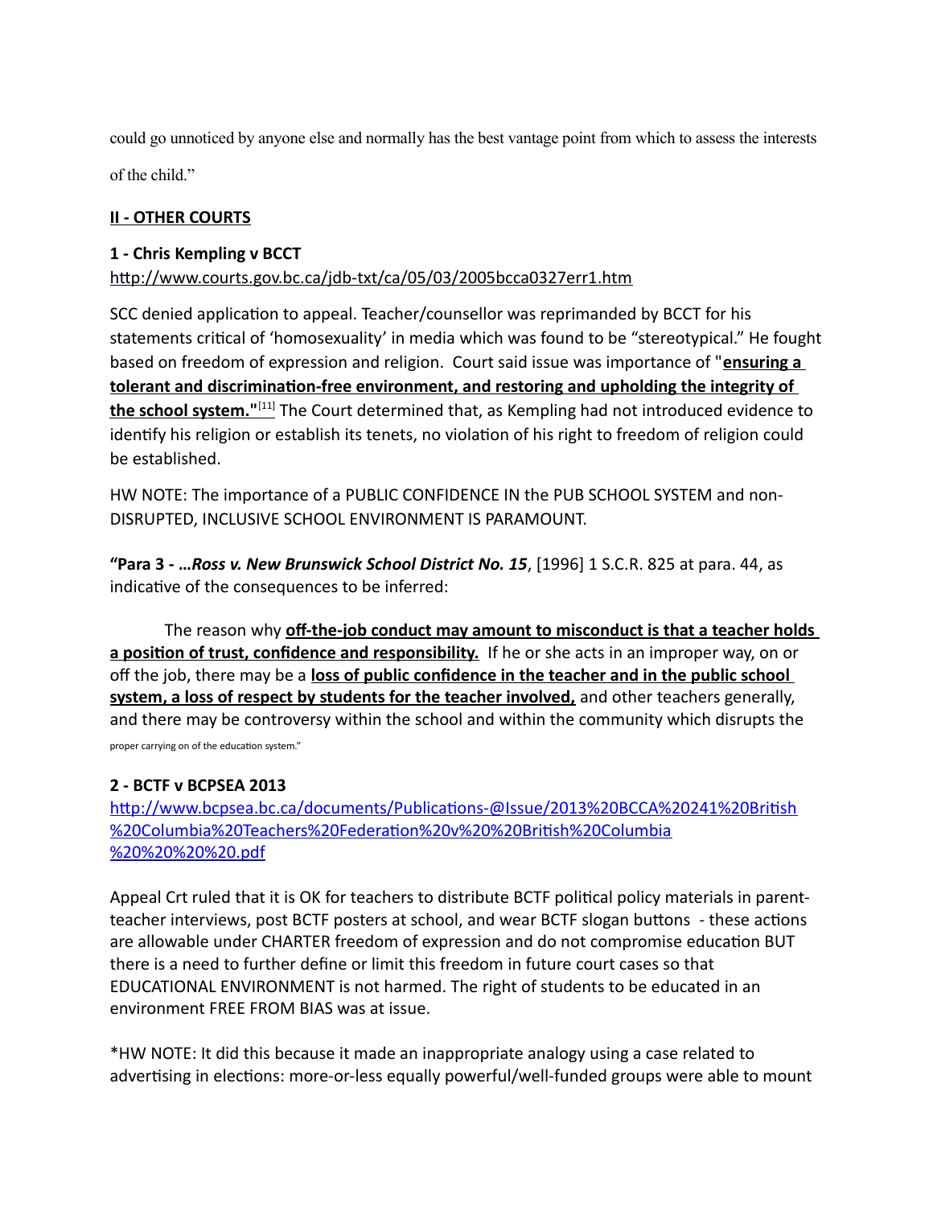could go unnoticed by anyone else and normally has the best vantage point from which to assess the interests of the child."

## II - OTHER COURTS

### 1 - Chris Kempling v BCCT

http://www.courts.gov.bc.ca/jdb-txt/ca/05/03/2005bcca0327err1.htm

SCC denied application to appeal. Teacher/counsellor was reprimanded by BCCT for his statements critical of 'homosexuality' in media which was found to be "stereotypical." He fought based on freedom of expression and religion. Court said issue was importance of "**ensuring a tolerant and discrimination-free environment, and restoring and upholding the integrity of the school system.**"[11] The Court determined that, as Kempling had not introduced evidence to identify his religion or establish its tenets, no violation of his right to freedom of religion could be established.

HW NOTE: The importance of a PUBLIC CONFIDENCE IN the PUB SCHOOL SYSTEM and non-DISRUPTED, INCLUSIVE SCHOOL ENVIRONMENT IS PARAMOUNT.

**"Para 3 - …*Ross v. New Brunswick School District No. 15***, [1996] 1 S.C.R. 825 at para. 44, as indicative of the consequences to be inferred:

> The reason why **off-the-job conduct may amount to misconduct is that a teacher holds a position of trust, confidence and responsibility.** If he or she acts in an improper way, on or off the job, there may be a **loss of public confidence in the teacher and in the public school system, a loss of respect by students for the teacher involved,** and other teachers generally, and there may be controversy within the school and within the community which disrupts the proper carrying on of the education system."

### 2 - BCTF v BCPSEA 2013

http://www.bcpsea.bc.ca/documents/Publications-@Issue/2013%20BCCA%20241%20British%20Columbia%20Teachers%20Federation%20v%20%20British%20Columbia%20%20%20%20.pdf

Appeal Crt ruled that it is OK for teachers to distribute BCTF political policy materials in parent-teacher interviews, post BCTF posters at school, and wear BCTF slogan buttons - these actions are allowable under CHARTER freedom of expression and do not compromise education BUT there is a need to further define or limit this freedom in future court cases so that EDUCATIONAL ENVIRONMENT is not harmed. The right of students to be educated in an environment FREE FROM BIAS was at issue.

*HW NOTE: It did this because it made an inappropriate analogy using a case related to advertising in elections: more-or-less equally powerful/well-funded groups were able to mount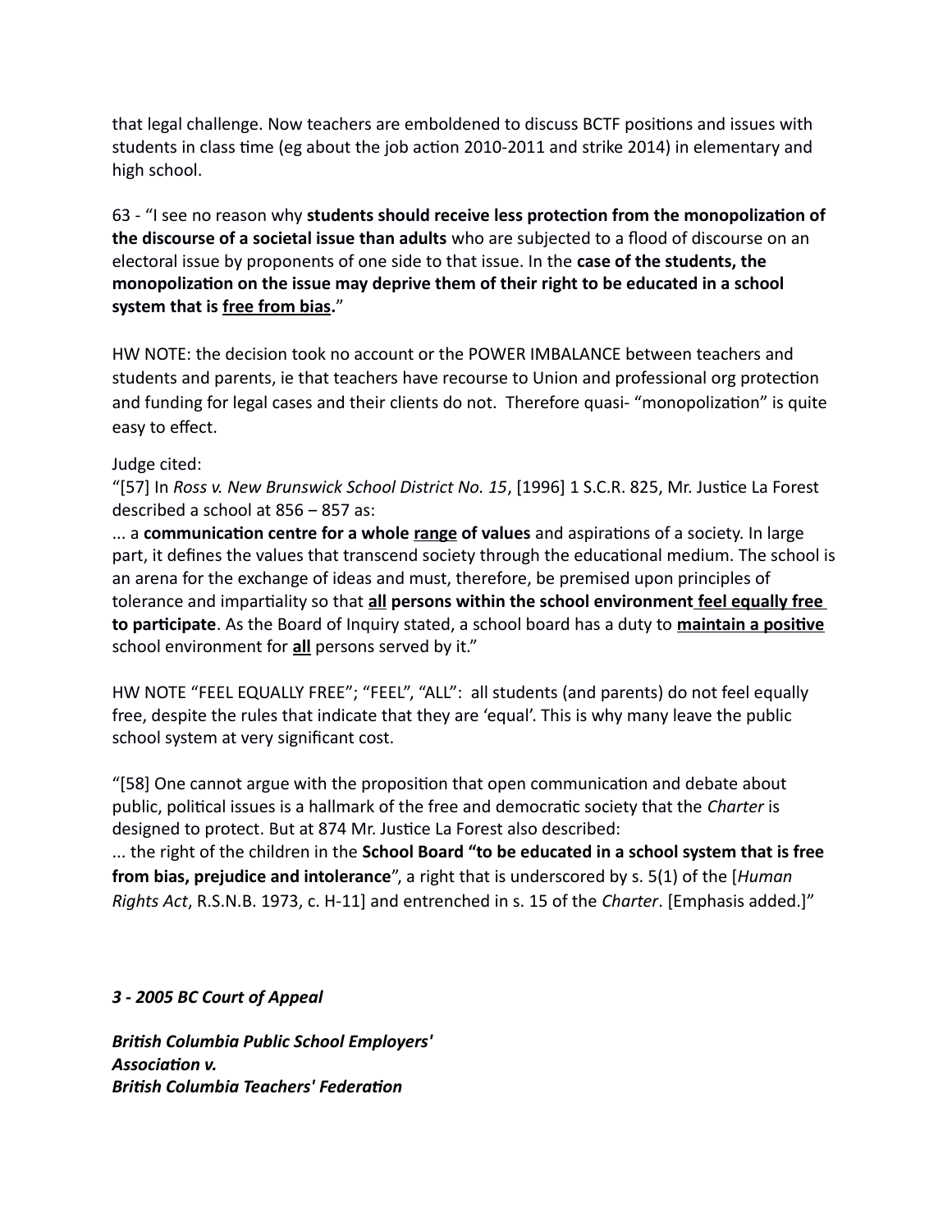that legal challenge. Now teachers are emboldened to discuss BCTF positions and issues with students in class time (eg about the job action 2010-2011 and strike 2014) in elementary and high school.

63 - "I see no reason why **students should receive less protection from the monopolization of the discourse of a societal issue than adults** who are subjected to a flood of discourse on an electoral issue by proponents of one side to that issue. In the **case of the students, the monopolization on the issue may deprive them of their right to be educated in a school system that is <u>free from bias</u>.**"

HW NOTE: the decision took no account or the POWER IMBALANCE between teachers and students and parents, ie that teachers have recourse to Union and professional org protection and funding for legal cases and their clients do not. Therefore quasi- "monopolization" is quite easy to effect.

Judge cited:
"[57] In *Ross v. New Brunswick School District No. 15*, [1996] 1 S.C.R. 825, Mr. Justice La Forest described a school at 856 – 857 as:
... a **communication centre for a whole <u>range</u> of values** and aspirations of a society. In large part, it defines the values that transcend society through the educational medium. The school is an arena for the exchange of ideas and must, therefore, be premised upon principles of tolerance and impartiality so that **<u>all</u> persons within the school environment <u>feel equally free</u> to participate**. As the Board of Inquiry stated, a school board has a duty to **<u>maintain a positive</u>** school environment for **<u>all</u>** persons served by it."

HW NOTE "FEEL EQUALLY FREE"; "FEEL", "ALL": all students (and parents) do not feel equally free, despite the rules that indicate that they are 'equal'. This is why many leave the public school system at very significant cost.

"[58] One cannot argue with the proposition that open communication and debate about public, political issues is a hallmark of the free and democratic society that the *Charter* is designed to protect. But at 874 Mr. Justice La Forest also described:
... the right of the children in the **School Board "to be educated in a school system that is free from bias, prejudice and intolerance**", a right that is underscored by s. 5(1) of the [*Human Rights Act*, R.S.N.B. 1973, c. H-11] and entrenched in s. 15 of the *Charter*. [Emphasis added.]"

***3 - 2005 BC Court of Appeal***

***British Columbia Public School Employers' Association v. British Columbia Teachers' Federation***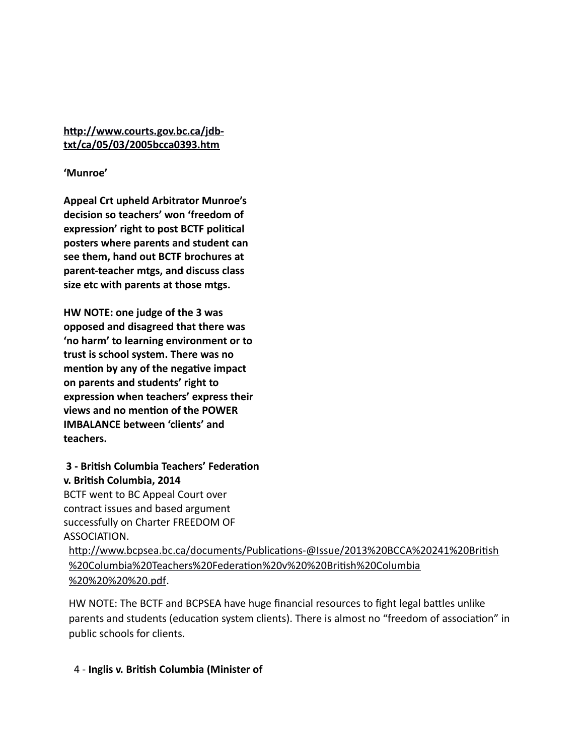**http://www.courts.gov.bc.ca/jdb-txt/ca/05/03/2005bcca0393.htm**

**'Munroe'**

**Appeal Crt upheld Arbitrator Munroe's decision so teachers' won 'freedom of expression' right to post BCTF political posters where parents and student can see them, hand out BCTF brochures at parent-teacher mtgs, and discuss class size etc with parents at those mtgs.**

**HW NOTE: one judge of the 3 was opposed and disagreed that there was 'no harm' to learning environment or to trust is school system. There was no mention by any of the negative impact on parents and students' right to expression when teachers' express their views and no mention of the POWER IMBALANCE between 'clients' and teachers.**

**3 - British Columbia Teachers' Federation v. British Columbia, 2014**

BCTF went to BC Appeal Court over contract issues and based argument successfully on Charter FREEDOM OF ASSOCIATION.

http://www.bcpsea.bc.ca/documents/Publications-@Issue/2013%20BCCA%20241%20British%20Columbia%20Teachers%20Federation%20v%20%20British%20Columbia%20%20%20%20.pdf.

HW NOTE: The BCTF and BCPSEA have huge financial resources to fight legal battles unlike parents and students (education system clients). There is almost no "freedom of association" in public schools for clients.

4 - **Inglis v. British Columbia (Minister of**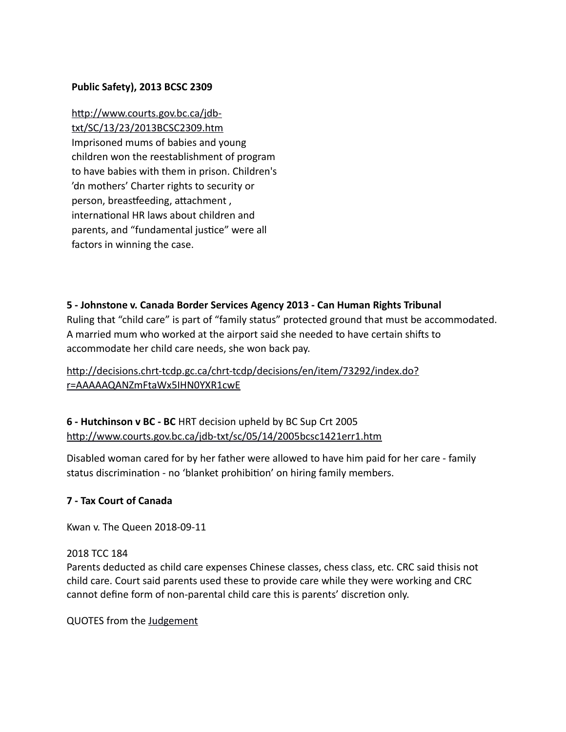**Public Safety), 2013 BCSC 2309**

http://www.courts.gov.bc.ca/jdb-txt/SC/13/23/2013BCSC2309.htm
Imprisoned mums of babies and young children won the reestablishment of program to have babies with them in prison. Children's ’dn mothers’ Charter rights to security or person, breastfeeding, attachment , international HR laws about children and parents, and “fundamental justice” were all factors in winning the case.

**5 - Johnstone v. Canada Border Services Agency 2013 - Can Human Rights Tribunal**
Ruling that “child care” is part of “family status” protected ground that must be accommodated. A married mum who worked at the airport said she needed to have certain shifts to accommodate her child care needs, she won back pay.

http://decisions.chrt-tcdp.gc.ca/chrt-tcdp/decisions/en/item/73292/index.do?r=AAAAAQANZmFtaWx5IHN0YXR1cwE

**6 - Hutchinson v BC - BC** HRT decision upheld by BC Sup Crt 2005
http://www.courts.gov.bc.ca/jdb-txt/sc/05/14/2005bcsc1421err1.htm

Disabled woman cared for by her father were allowed to have him paid for her care - family status discrimination - no ‘blanket prohibition’ on hiring family members.

**7 - Tax Court of Canada**

Kwan v. The Queen 2018-09-11

2018 TCC 184
Parents deducted as child care expenses Chinese classes, chess class, etc. CRC said thisis not child care. Court said parents used these to provide care while they were working and CRC cannot define form of non-parental child care this is parents’ discretion only.

QUOTES from the Judgement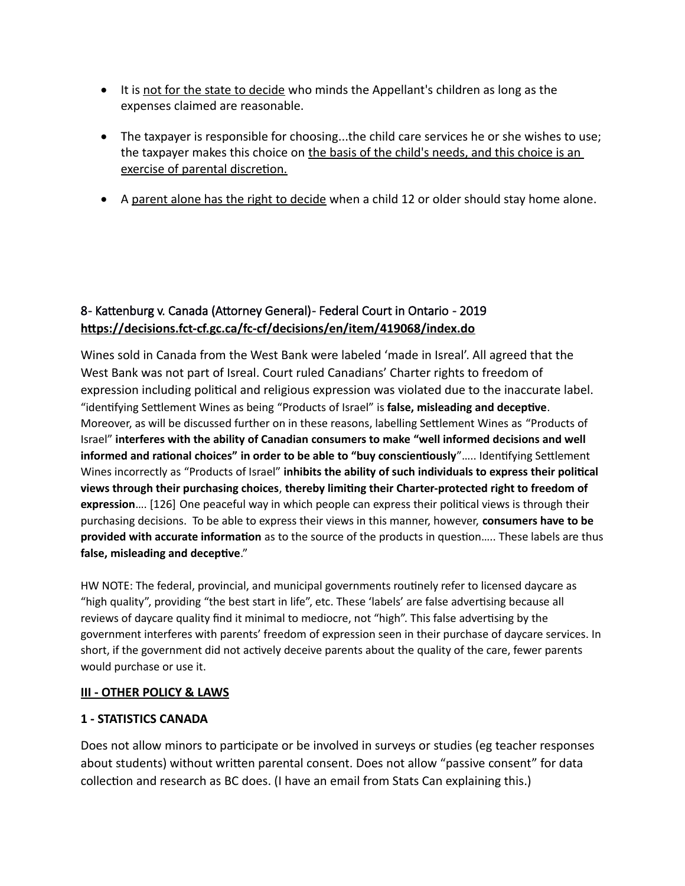- It is <u>not for the state to decide</u> who minds the Appellant's children as long as the expenses claimed are reasonable.

- The taxpayer is responsible for choosing...the child care services he or she wishes to use; the taxpayer makes this choice on <u>the basis of the child's needs, and this choice is an exercise of parental discretion.</u>

- A <u>parent alone has the right to decide</u> when a child 12 or older should stay home alone.

### 8- Kattenburg v. Canada (Attorney General)- Federal Court in Ontario - 2019

**https://decisions.fct-cf.gc.ca/fc-cf/decisions/en/item/419068/index.do**

Wines sold in Canada from the West Bank were labeled 'made in Isreal'. All agreed that the West Bank was not part of Isreal. Court ruled Canadians' Charter rights to freedom of expression including political and religious expression was violated due to the inaccurate label. "identifying Settlement Wines as being "Products of Israel" is **false, misleading and deceptive**. Moreover, as will be discussed further on in these reasons, labelling Settlement Wines as "Products of Israel" **interferes with the ability of Canadian consumers to make "well informed decisions and well informed and rational choices" in order to be able to "buy conscientiously**"….. Identifying Settlement Wines incorrectly as "Products of Israel" **inhibits the ability of such individuals to express their political views through their purchasing choices**, **thereby limiting their Charter-protected right to freedom of expression**…. [126] One peaceful way in which people can express their political views is through their purchasing decisions. To be able to express their views in this manner, however, **consumers have to be provided with accurate information** as to the source of the products in question….. These labels are thus **false, misleading and deceptive**."

HW NOTE: The federal, provincial, and municipal governments routinely refer to licensed daycare as "high quality", providing "the best start in life", etc. These 'labels' are false advertising because all reviews of daycare quality find it minimal to mediocre, not "high". This false advertising by the government interferes with parents' freedom of expression seen in their purchase of daycare services. In short, if the government did not actively deceive parents about the quality of the care, fewer parents would purchase or use it.

## <u>III - OTHER POLICY & LAWS</u>

### 1 - STATISTICS CANADA

Does not allow minors to participate or be involved in surveys or studies (eg teacher responses about students) without written parental consent. Does not allow "passive consent" for data collection and research as BC does. (I have an email from Stats Can explaining this.)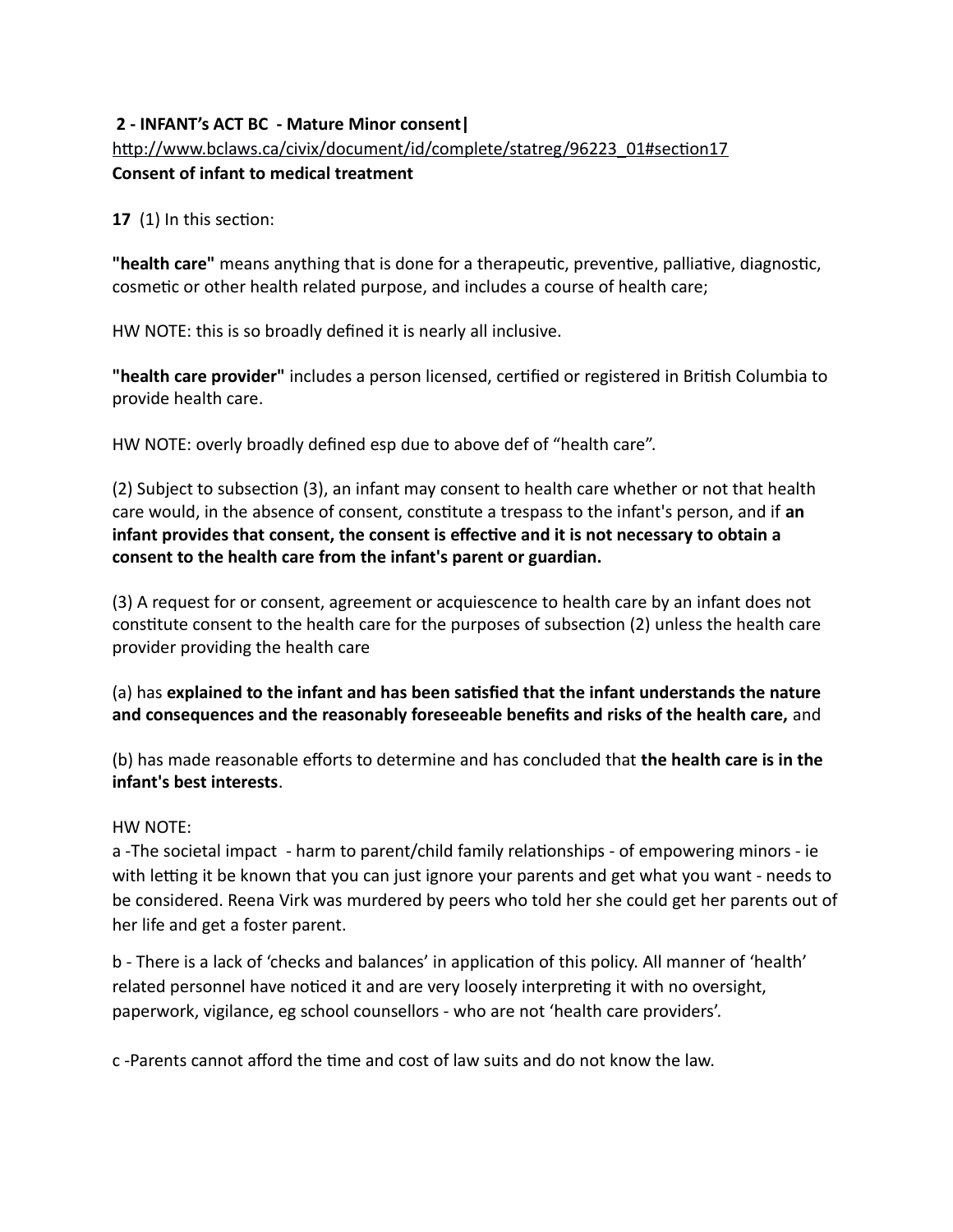**2 - INFANT's ACT BC - Mature Minor consent|**

http://www.bclaws.ca/civix/document/id/complete/statreg/96223_01#section17

**Consent of infant to medical treatment**

**17** (1) In this section:

**"health care"** means anything that is done for a therapeutic, preventive, palliative, diagnostic, cosmetic or other health related purpose, and includes a course of health care;

HW NOTE: this is so broadly defined it is nearly all inclusive.

**"health care provider"** includes a person licensed, certified or registered in British Columbia to provide health care.

HW NOTE: overly broadly defined esp due to above def of "health care".

(2) Subject to subsection (3), an infant may consent to health care whether or not that health care would, in the absence of consent, constitute a trespass to the infant's person, and if **an infant provides that consent, the consent is effective and it is not necessary to obtain a consent to the health care from the infant's parent or guardian.**

(3) A request for or consent, agreement or acquiescence to health care by an infant does not constitute consent to the health care for the purposes of subsection (2) unless the health care provider providing the health care

(a) has **explained to the infant and has been satisfied that the infant understands the nature and consequences and the reasonably foreseeable benefits and risks of the health care,** and

(b) has made reasonable efforts to determine and has concluded that **the health care is in the infant's best interests**.

HW NOTE:

a -The societal impact - harm to parent/child family relationships - of empowering minors - ie with letting it be known that you can just ignore your parents and get what you want - needs to be considered. Reena Virk was murdered by peers who told her she could get her parents out of her life and get a foster parent.

b - There is a lack of 'checks and balances' in application of this policy. All manner of 'health' related personnel have noticed it and are very loosely interpreting it with no oversight, paperwork, vigilance, eg school counsellors - who are not 'health care providers'.

c -Parents cannot afford the time and cost of law suits and do not know the law.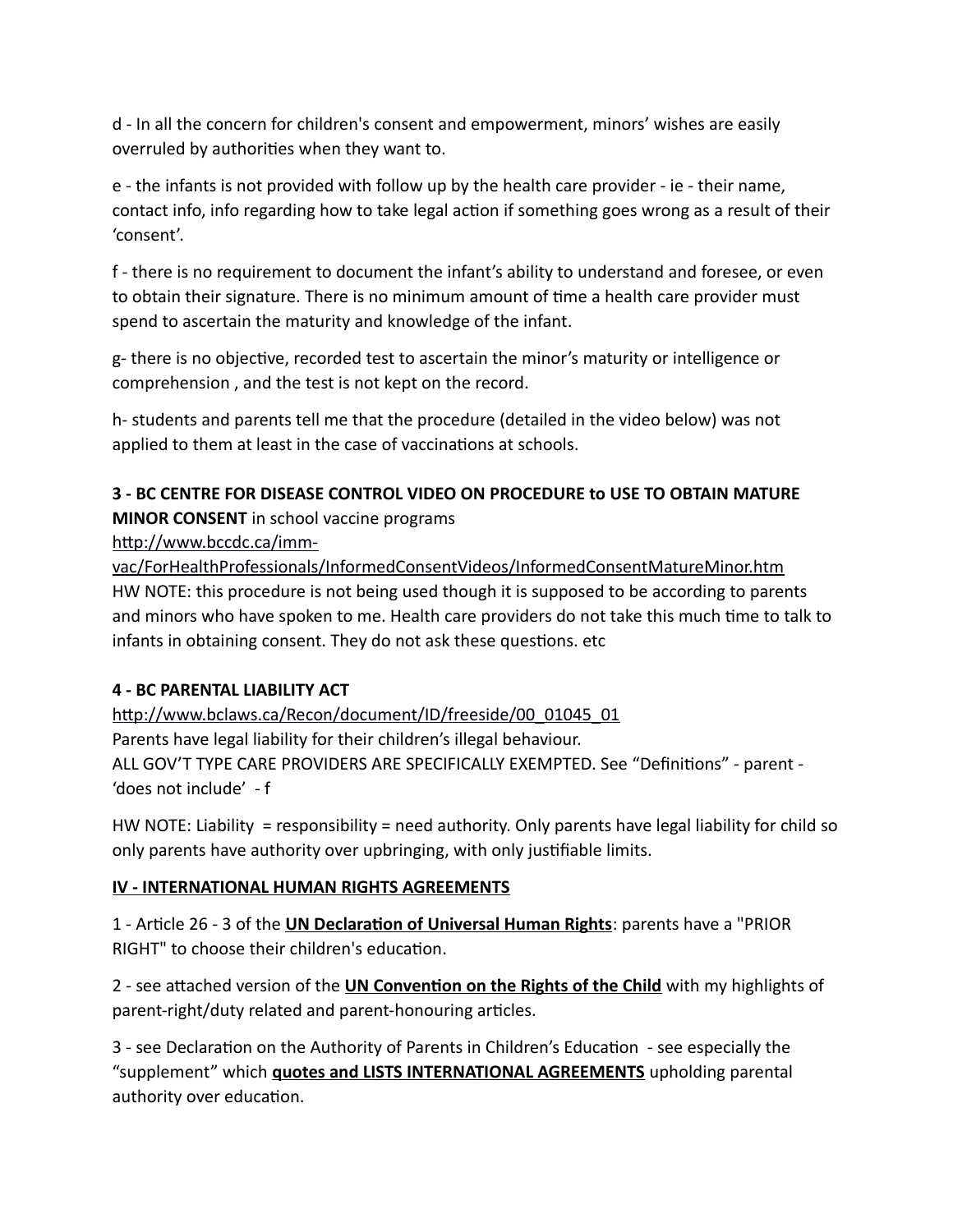d - In all the concern for children's consent and empowerment, minors' wishes are easily overruled by authorities when they want to.

e - the infants is not provided with follow up by the health care provider - ie - their name, contact info, info regarding how to take legal action if something goes wrong as a result of their 'consent'.

f - there is no requirement to document the infant's ability to understand and foresee, or even to obtain their signature. There is no minimum amount of time a health care provider must spend to ascertain the maturity and knowledge of the infant.

g- there is no objective, recorded test to ascertain the minor's maturity or intelligence or comprehension , and the test is not kept on the record.

h- students and parents tell me that the procedure (detailed in the video below) was not applied to them at least in the case of vaccinations at schools.

**3 - BC CENTRE FOR DISEASE CONTROL VIDEO ON PROCEDURE to USE TO OBTAIN MATURE MINOR CONSENT** in school vaccine programs
[http://www.bccdc.ca/imm-vac/ForHealthProfessionals/InformedConsentVideos/InformedConsentMatureMinor.htm](http://www.bccdc.ca/imm-vac/ForHealthProfessionals/InformedConsentVideos/InformedConsentMatureMinor.htm)
HW NOTE: this procedure is not being used though it is supposed to be according to parents and minors who have spoken to me. Health care providers do not take this much time to talk to infants in obtaining consent. They do not ask these questions. etc

**4 - BC PARENTAL LIABILITY ACT**
[http://www.bclaws.ca/Recon/document/ID/freeside/00_01045_01](http://www.bclaws.ca/Recon/document/ID/freeside/00_01045_01)
Parents have legal liability for their children's illegal behaviour.
ALL GOV'T TYPE CARE PROVIDERS ARE SPECIFICALLY EXEMPTED. See "Definitions" - parent - 'does not include' - f

HW NOTE: Liability = responsibility = need authority. Only parents have legal liability for child so only parents have authority over upbringing, with only justifiable limits.

## IV - INTERNATIONAL HUMAN RIGHTS AGREEMENTS

1 - Article 26 - 3 of the **UN Declaration of Universal Human Rights**: parents have a "PRIOR RIGHT" to choose their children's education.

2 - see attached version of the **UN Convention on the Rights of the Child** with my highlights of parent-right/duty related and parent-honouring articles.

3 - see Declaration on the Authority of Parents in Children's Education - see especially the "supplement" which **quotes and LISTS INTERNATIONAL AGREEMENTS** upholding parental authority over education.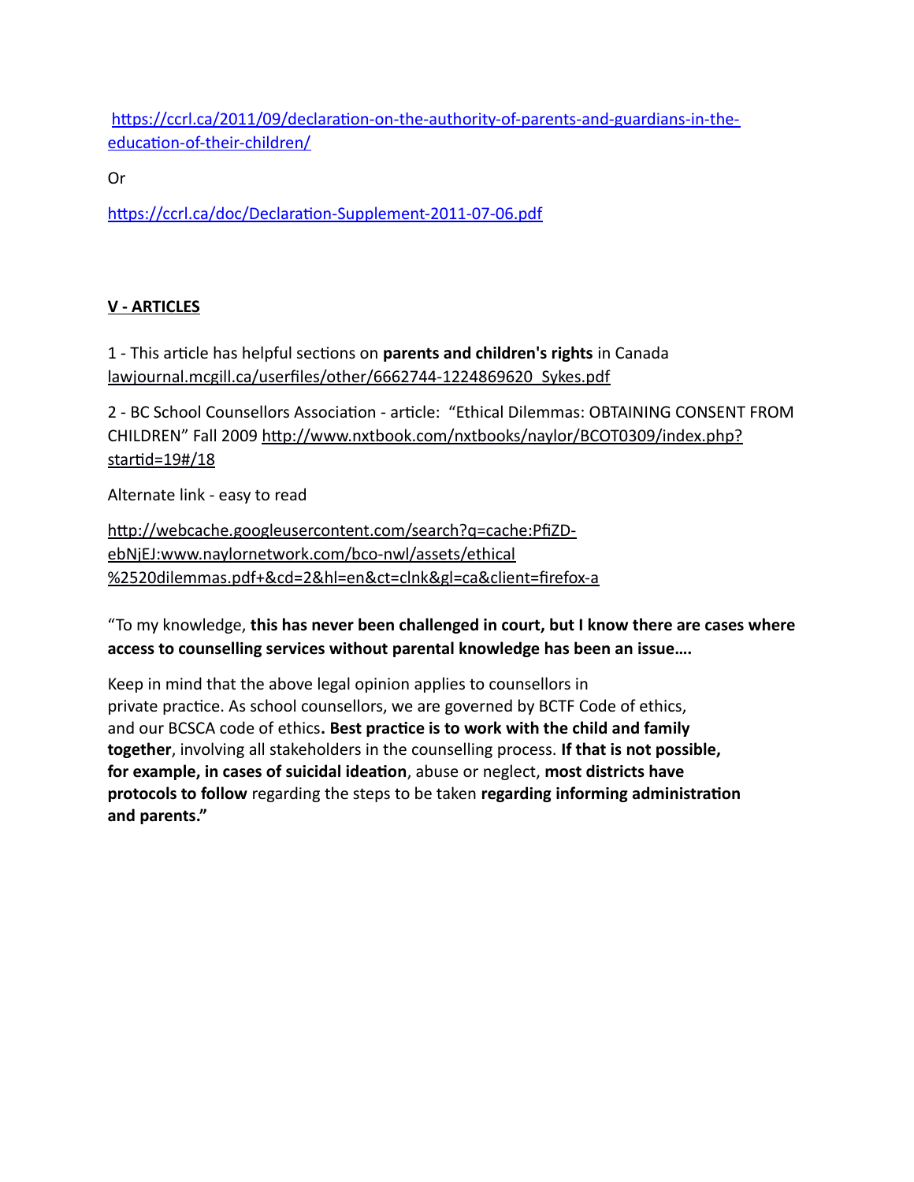https://ccrl.ca/2011/09/declaration-on-the-authority-of-parents-and-guardians-in-the-education-of-their-children/

Or

https://ccrl.ca/doc/Declaration-Supplement-2011-07-06.pdf

## V - ARTICLES

1 - This article has helpful sections on **parents and children's rights** in Canada lawjournal.mcgill.ca/userfiles/other/6662744-1224869620_Sykes.pdf

2 - BC School Counsellors Association - article: "Ethical Dilemmas: OBTAINING CONSENT FROM CHILDREN" Fall 2009 http://www.nxtbook.com/nxtbooks/naylor/BCOT0309/index.php?startid=19#/18

Alternate link - easy to read

http://webcache.googleusercontent.com/search?q=cache:PfiZD-ebNjEJ:www.naylornetwork.com/bco-nwl/assets/ethical%2520dilemmas.pdf+&cd=2&hl=en&ct=clnk&gl=ca&client=firefox-a

"To my knowledge, **this has never been challenged in court, but I know there are cases where access to counselling services without parental knowledge has been an issue….**

Keep in mind that the above legal opinion applies to counsellors in private practice. As school counsellors, we are governed by BCTF Code of ethics, and our BCSCA code of ethics**. Best practice is to work with the child and family together**, involving all stakeholders in the counselling process. **If that is not possible, for example, in cases of suicidal ideation**, abuse or neglect, **most districts have protocols to follow** regarding the steps to be taken **regarding informing administration and parents."**